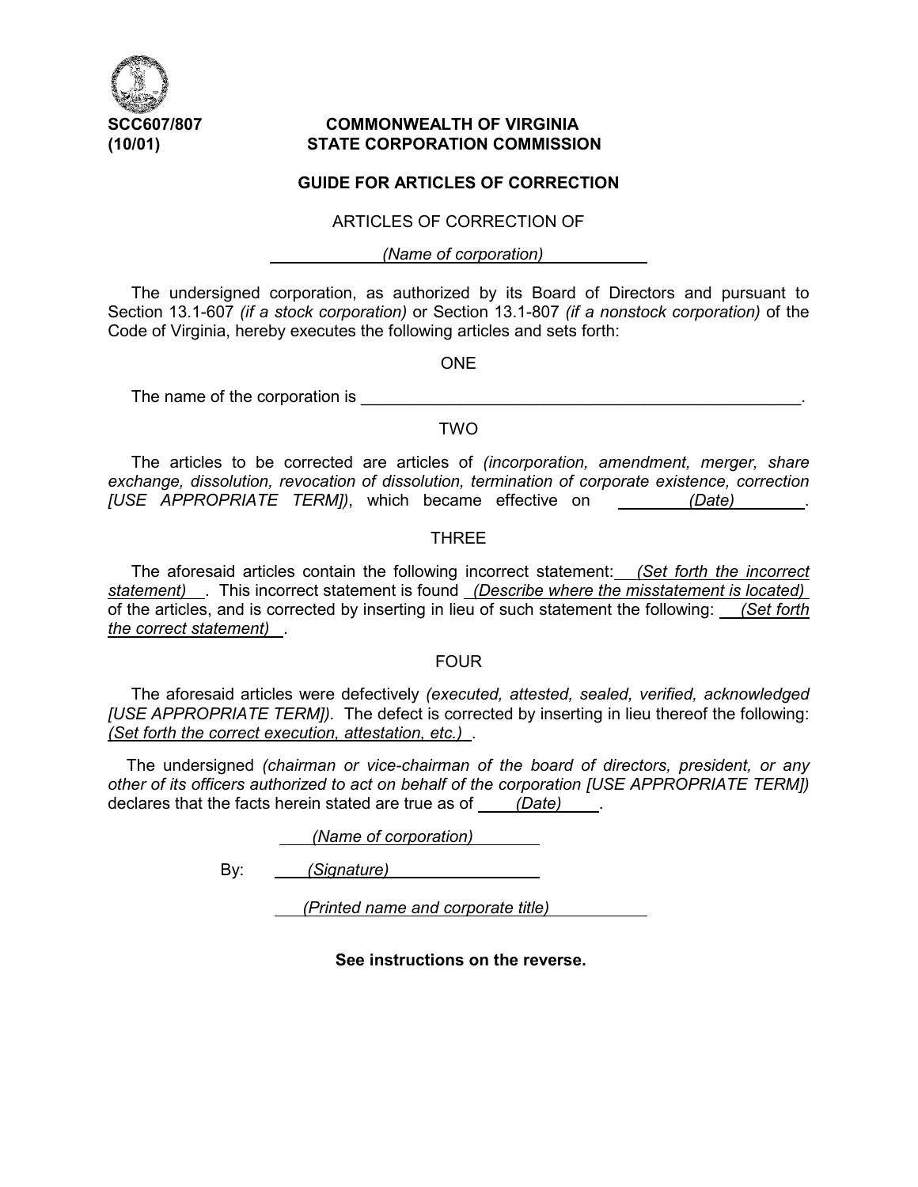**SCC607/807**
**(10/01)**

**COMMONWEALTH OF VIRGINIA**
**STATE CORPORATION COMMISSION**

**GUIDE FOR ARTICLES OF CORRECTION**

ARTICLES OF CORRECTION OF

*(Name of corporation)*

The undersigned corporation, as authorized by its Board of Directors and pursuant to Section 13.1-607 *(if a stock corporation)* or Section 13.1-807 *(if a nonstock corporation)* of the Code of Virginia, hereby executes the following articles and sets forth:

ONE

The name of the corporation is ________________________________________________.

TWO

The articles to be corrected are articles of *(incorporation, amendment, merger, share exchange, dissolution, revocation of dissolution, termination of corporate existence, correction [USE APPROPRIATE TERM])*, which became effective on *(Date)*.

THREE

The aforesaid articles contain the following incorrect statement: *(Set forth the incorrect statement)*. This incorrect statement is found *(Describe where the misstatement is located)* of the articles, and is corrected by inserting in lieu of such statement the following: *(Set forth the correct statement)*.

FOUR

The aforesaid articles were defectively *(executed, attested, sealed, verified, acknowledged [USE APPROPRIATE TERM])*. The defect is corrected by inserting in lieu thereof the following: *(Set forth the correct execution, attestation, etc.)*.

The undersigned *(chairman or vice-chairman of the board of directors, president, or any other of its officers authorized to act on behalf of the corporation [USE APPROPRIATE TERM])* declares that the facts herein stated are true as of *(Date)*.

*(Name of corporation)*

By: *(Signature)*

*(Printed name and corporate title)*

**See instructions on the reverse.**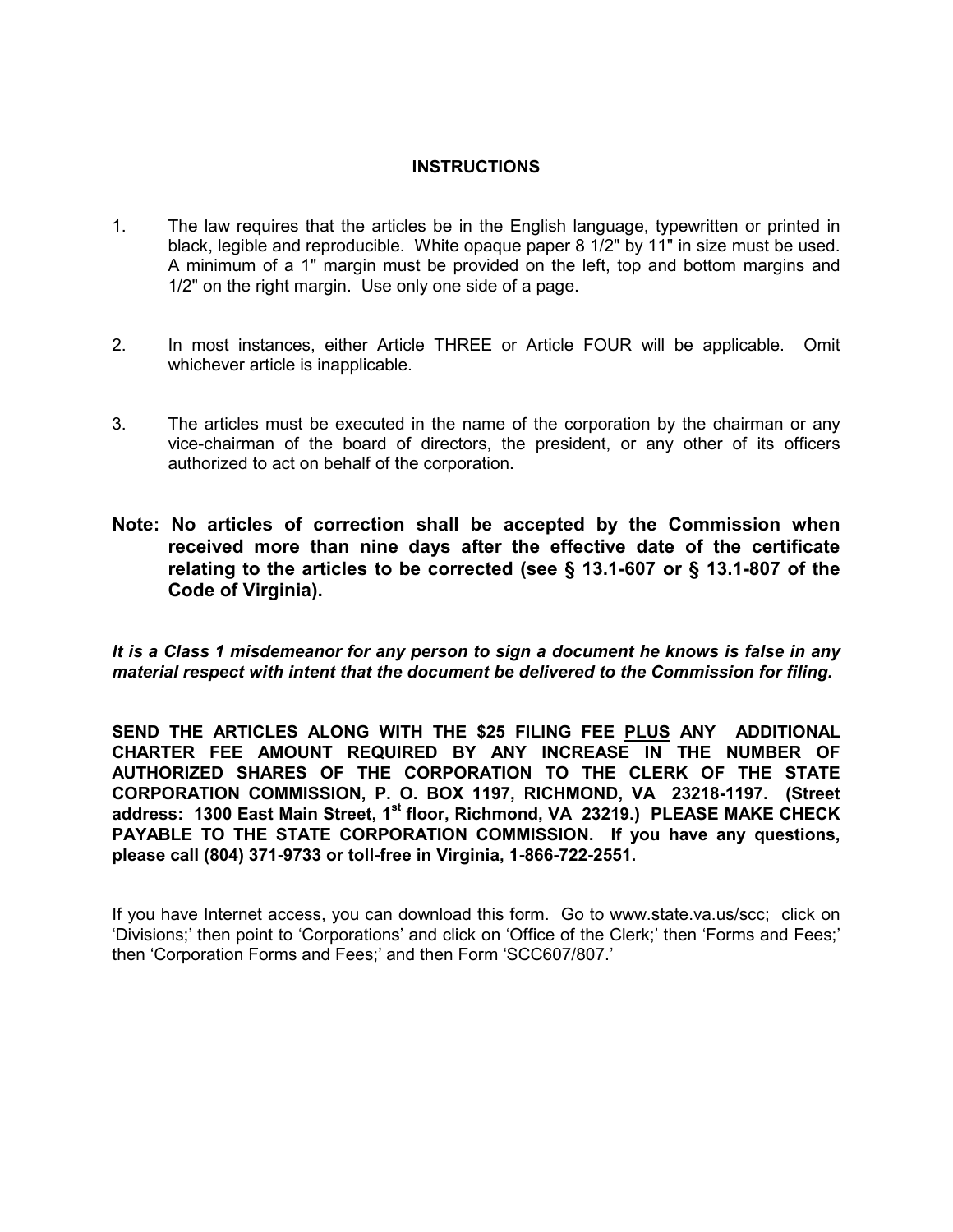## INSTRUCTIONS

1. The law requires that the articles be in the English language, typewritten or printed in black, legible and reproducible. White opaque paper 8 1/2" by 11" in size must be used. A minimum of a 1" margin must be provided on the left, top and bottom margins and 1/2" on the right margin. Use only one side of a page.

2. In most instances, either Article THREE or Article FOUR will be applicable. Omit whichever article is inapplicable.

3. The articles must be executed in the name of the corporation by the chairman or any vice-chairman of the board of directors, the president, or any other of its officers authorized to act on behalf of the corporation.

**Note: No articles of correction shall be accepted by the Commission when received more than nine days after the effective date of the certificate relating to the articles to be corrected (see § 13.1-607 or § 13.1-807 of the Code of Virginia).**

***It is a Class 1 misdemeanor for any person to sign a document he knows is false in any material respect with intent that the document be delivered to the Commission for filing.***

**SEND THE ARTICLES ALONG WITH THE $25 FILING FEE <u>PLUS</u> ANY ADDITIONAL CHARTER FEE AMOUNT REQUIRED BY ANY INCREASE IN THE NUMBER OF AUTHORIZED SHARES OF THE CORPORATION TO THE CLERK OF THE STATE CORPORATION COMMISSION, P. O. BOX 1197, RICHMOND, VA 23218-1197. (Street address: 1300 East Main Street, 1st floor, Richmond, VA 23219.) PLEASE MAKE CHECK PAYABLE TO THE STATE CORPORATION COMMISSION. If you have any questions, please call (804) 371-9733 or toll-free in Virginia, 1-866-722-2551.**

If you have Internet access, you can download this form. Go to www.state.va.us/scc; click on 'Divisions;' then point to 'Corporations' and click on 'Office of the Clerk;' then 'Forms and Fees;' then 'Corporation Forms and Fees;' and then Form 'SCC607/807.'